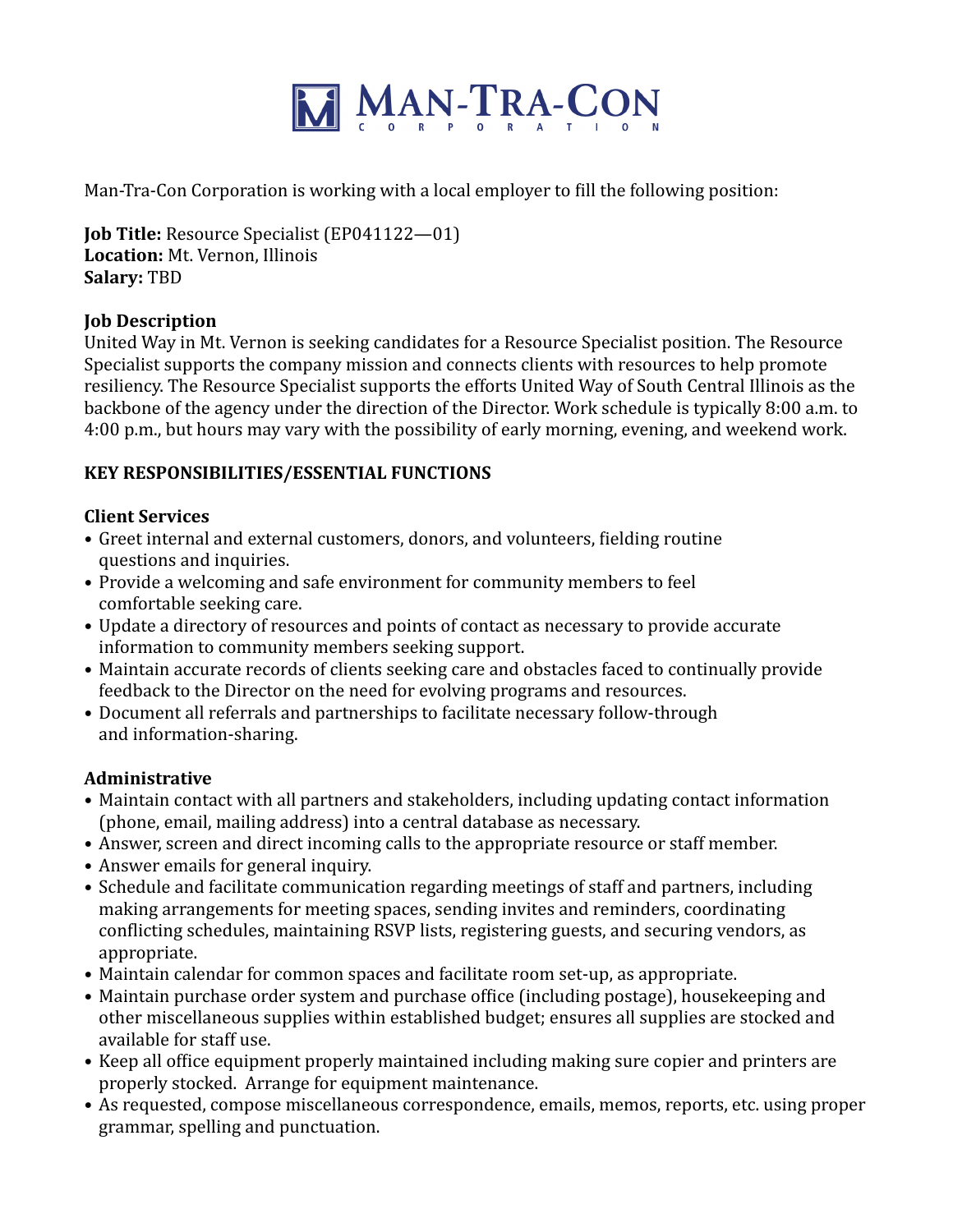# MAN-TRA-CON CORPORATION

Man-Tra-Con Corporation is working with a local employer to fill the following position:

**Job Title:** Resource Specialist (EP041122—01)
**Location:** Mt. Vernon, Illinois
**Salary:** TBD

**Job Description**

United Way in Mt. Vernon is seeking candidates for a Resource Specialist position. The Resource Specialist supports the company mission and connects clients with resources to help promote resiliency. The Resource Specialist supports the efforts United Way of South Central Illinois as the backbone of the agency under the direction of the Director. Work schedule is typically 8:00 a.m. to 4:00 p.m., but hours may vary with the possibility of early morning, evening, and weekend work.

## KEY RESPONSIBILITIES/ESSENTIAL FUNCTIONS

### Client Services

- Greet internal and external customers, donors, and volunteers, fielding routine questions and inquiries.
- Provide a welcoming and safe environment for community members to feel comfortable seeking care.
- Update a directory of resources and points of contact as necessary to provide accurate information to community members seeking support.
- Maintain accurate records of clients seeking care and obstacles faced to continually provide feedback to the Director on the need for evolving programs and resources.
- Document all referrals and partnerships to facilitate necessary follow-through and information-sharing.

### Administrative

- Maintain contact with all partners and stakeholders, including updating contact information (phone, email, mailing address) into a central database as necessary.
- Answer, screen and direct incoming calls to the appropriate resource or staff member.
- Answer emails for general inquiry.
- Schedule and facilitate communication regarding meetings of staff and partners, including making arrangements for meeting spaces, sending invites and reminders, coordinating conflicting schedules, maintaining RSVP lists, registering guests, and securing vendors, as appropriate.
- Maintain calendar for common spaces and facilitate room set-up, as appropriate.
- Maintain purchase order system and purchase office (including postage), housekeeping and other miscellaneous supplies within established budget; ensures all supplies are stocked and available for staff use.
- Keep all office equipment properly maintained including making sure copier and printers are properly stocked. Arrange for equipment maintenance.
- As requested, compose miscellaneous correspondence, emails, memos, reports, etc. using proper grammar, spelling and punctuation.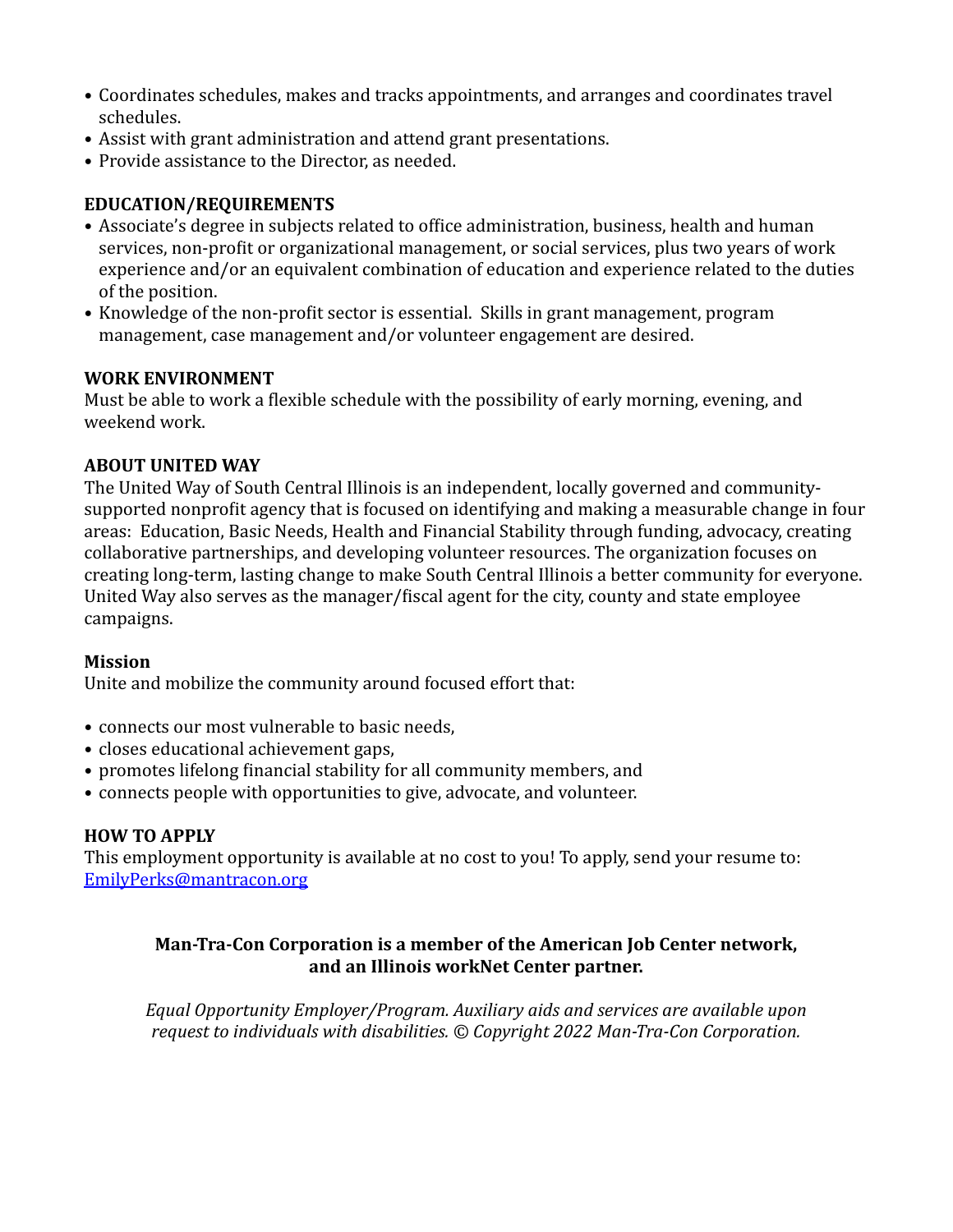- Coordinates schedules, makes and tracks appointments, and arranges and coordinates travel schedules.
- Assist with grant administration and attend grant presentations.
- Provide assistance to the Director, as needed.

**EDUCATION/REQUIREMENTS**

- Associate's degree in subjects related to office administration, business, health and human services, non-profit or organizational management, or social services, plus two years of work experience and/or an equivalent combination of education and experience related to the duties of the position.
- Knowledge of the non-profit sector is essential. Skills in grant management, program management, case management and/or volunteer engagement are desired.

**WORK ENVIRONMENT**

Must be able to work a flexible schedule with the possibility of early morning, evening, and weekend work.

**ABOUT UNITED WAY**

The United Way of South Central Illinois is an independent, locally governed and community-supported nonprofit agency that is focused on identifying and making a measurable change in four areas: Education, Basic Needs, Health and Financial Stability through funding, advocacy, creating collaborative partnerships, and developing volunteer resources. The organization focuses on creating long-term, lasting change to make South Central Illinois a better community for everyone. United Way also serves as the manager/fiscal agent for the city, county and state employee campaigns.

**Mission**

Unite and mobilize the community around focused effort that:

- connects our most vulnerable to basic needs,
- closes educational achievement gaps,
- promotes lifelong financial stability for all community members, and
- connects people with opportunities to give, advocate, and volunteer.

**HOW TO APPLY**

This employment opportunity is available at no cost to you! To apply, send your resume to: EmilyPerks@mantracon.org

**Man-Tra-Con Corporation is a member of the American Job Center network, and an Illinois workNet Center partner.**

*Equal Opportunity Employer/Program. Auxiliary aids and services are available upon request to individuals with disabilities. © Copyright 2022 Man-Tra-Con Corporation.*